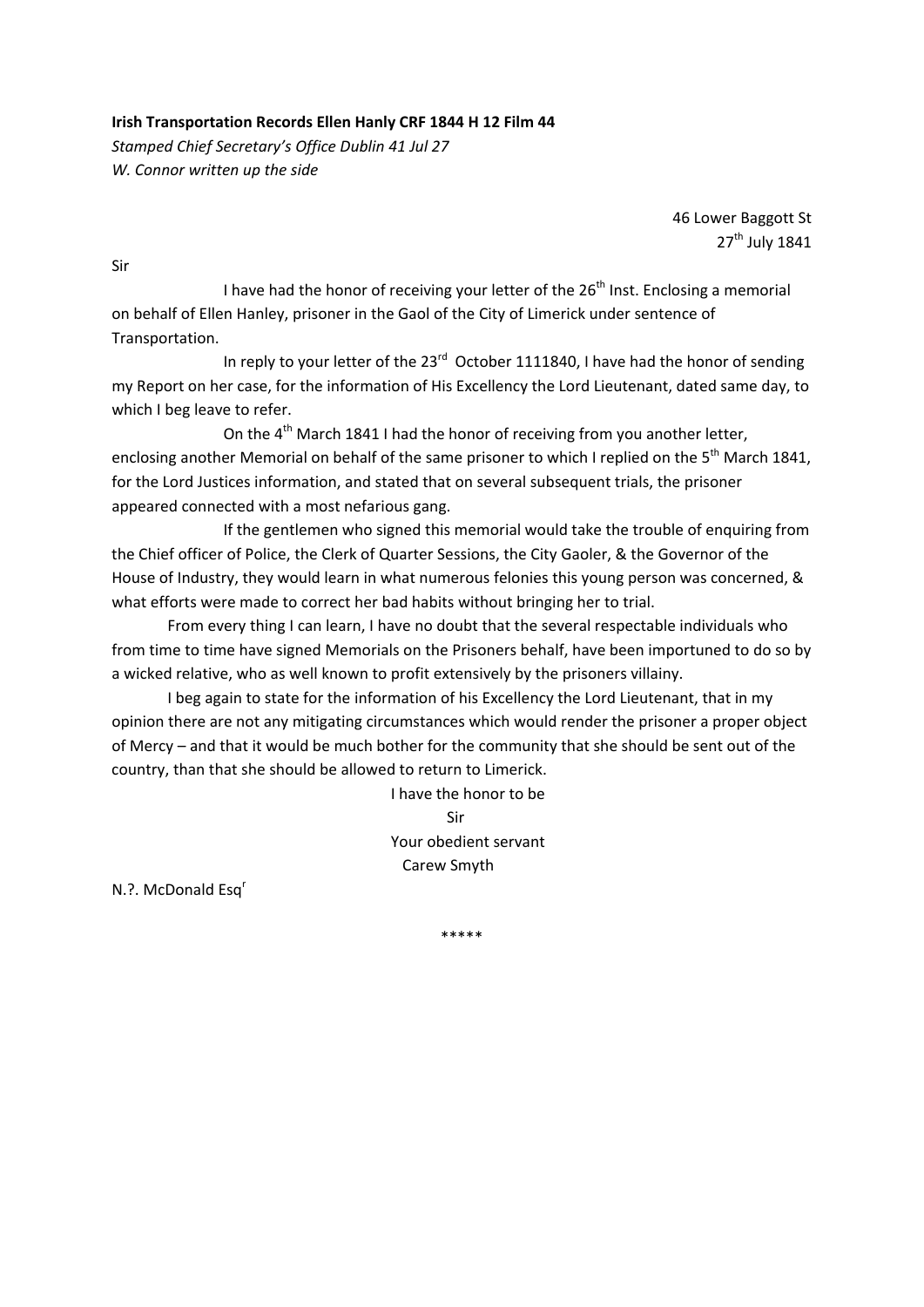**Irish Transportation Records Ellen Hanly CRF 1844 H 12 Film 44**

*Stamped Chief Secretary's Office Dublin 41 Jul 27*

*W. Connor written up the side*

46 Lower Baggott St
27th July 1841

Sir

I have had the honor of receiving your letter of the 26th Inst. Enclosing a memorial on behalf of Ellen Hanley, prisoner in the Gaol of the City of Limerick under sentence of Transportation.

In reply to your letter of the 23rd October 1111840, I have had the honor of sending my Report on her case, for the information of His Excellency the Lord Lieutenant, dated same day, to which I beg leave to refer.

On the 4th March 1841 I had the honor of receiving from you another letter, enclosing another Memorial on behalf of the same prisoner to which I replied on the 5th March 1841, for the Lord Justices information, and stated that on several subsequent trials, the prisoner appeared connected with a most nefarious gang.

If the gentlemen who signed this memorial would take the trouble of enquiring from the Chief officer of Police, the Clerk of Quarter Sessions, the City Gaoler, & the Governor of the House of Industry, they would learn in what numerous felonies this young person was concerned, & what efforts were made to correct her bad habits without bringing her to trial.

From every thing I can learn, I have no doubt that the several respectable individuals who from time to time have signed Memorials on the Prisoners behalf, have been importuned to do so by a wicked relative, who as well known to profit extensively by the prisoners villainy.

I beg again to state for the information of his Excellency the Lord Lieutenant, that in my opinion there are not any mitigating circumstances which would render the prisoner a proper object of Mercy – and that it would be much bother for the community that she should be sent out of the country, than that she should be allowed to return to Limerick.

I have the honor to be
Sir
Your obedient servant
Carew Smyth

N.?. McDonald Esqr

\*\*\*\*\*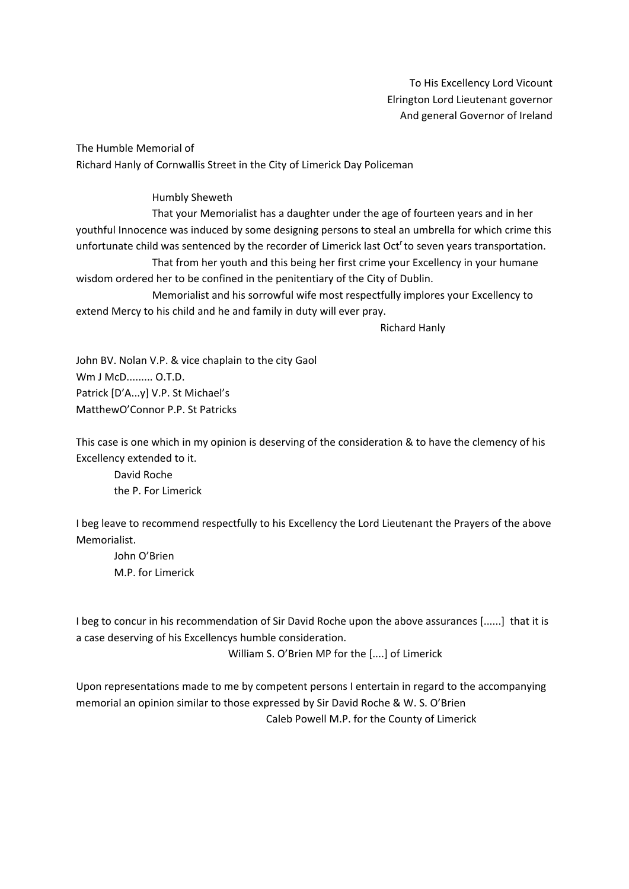To His Excellency Lord Vicount
Elrington Lord Lieutenant governor
And general Governor of Ireland

The Humble Memorial of
Richard Hanly of Cornwallis Street in the City of Limerick Day Policeman

Humbly Sheweth

That your Memorialist has a daughter under the age of fourteen years and in her youthful Innocence was induced by some designing persons to steal an umbrella for which crime this unfortunate child was sentenced by the recorder of Limerick last Oct^r to seven years transportation.

That from her youth and this being her first crime your Excellency in your humane wisdom ordered her to be confined in the penitentiary of the City of Dublin.

Memorialist and his sorrowful wife most respectfully implores your Excellency to extend Mercy to his child and he and family in duty will ever pray.

Richard Hanly

John BV. Nolan V.P. & vice chaplain to the city Gaol
Wm J McD......... O.T.D.
Patrick [D'A...y] V.P. St Michael's
MatthewO'Connor P.P. St Patricks

This case is one which in my opinion is deserving of the consideration & to have the clemency of his Excellency extended to it.

David Roche
the P. For Limerick

I beg leave to recommend respectfully to his Excellency the Lord Lieutenant the Prayers of the above Memorialist.

John O'Brien
M.P. for Limerick

I beg to concur in his recommendation of Sir David Roche upon the above assurances [......] that it is a case deserving of his Excellencys humble consideration.

William S. O'Brien MP for the [....] of Limerick

Upon representations made to me by competent persons I entertain in regard to the accompanying memorial an opinion similar to those expressed by Sir David Roche & W. S. O'Brien

Caleb Powell M.P. for the County of Limerick